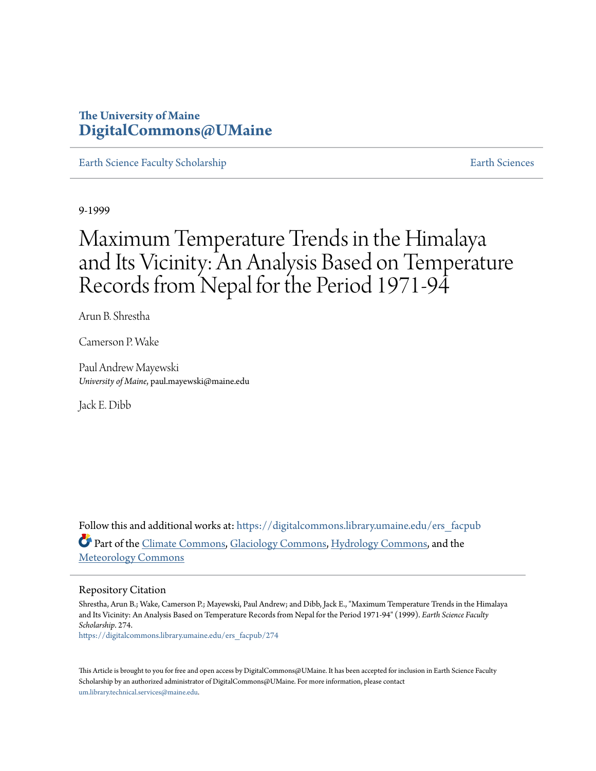# The University of Maine
# DigitalCommons@UMaine

Earth Science Faculty Scholarship | Earth Sciences

9-1999

# Maximum Temperature Trends in the Himalaya and Its Vicinity: An Analysis Based on Temperature Records from Nepal for the Period 1971-94

Arun B. Shrestha

Camerson P. Wake

Paul Andrew Mayewski
*University of Maine*, paul.mayewski@maine.edu

Jack E. Dibb

Follow this and additional works at: https://digitalcommons.library.umaine.edu/ers_facpub

Part of the Climate Commons, Glaciology Commons, Hydrology Commons, and the Meteorology Commons

## Repository Citation

Shrestha, Arun B.; Wake, Camerson P.; Mayewski, Paul Andrew; and Dibb, Jack E., "Maximum Temperature Trends in the Himalaya and Its Vicinity: An Analysis Based on Temperature Records from Nepal for the Period 1971-94" (1999). *Earth Science Faculty Scholarship*. 274.
https://digitalcommons.library.umaine.edu/ers_facpub/274

This Article is brought to you for free and open access by DigitalCommons@UMaine. It has been accepted for inclusion in Earth Science Faculty Scholarship by an authorized administrator of DigitalCommons@UMaine. For more information, please contact um.library.technical.services@maine.edu.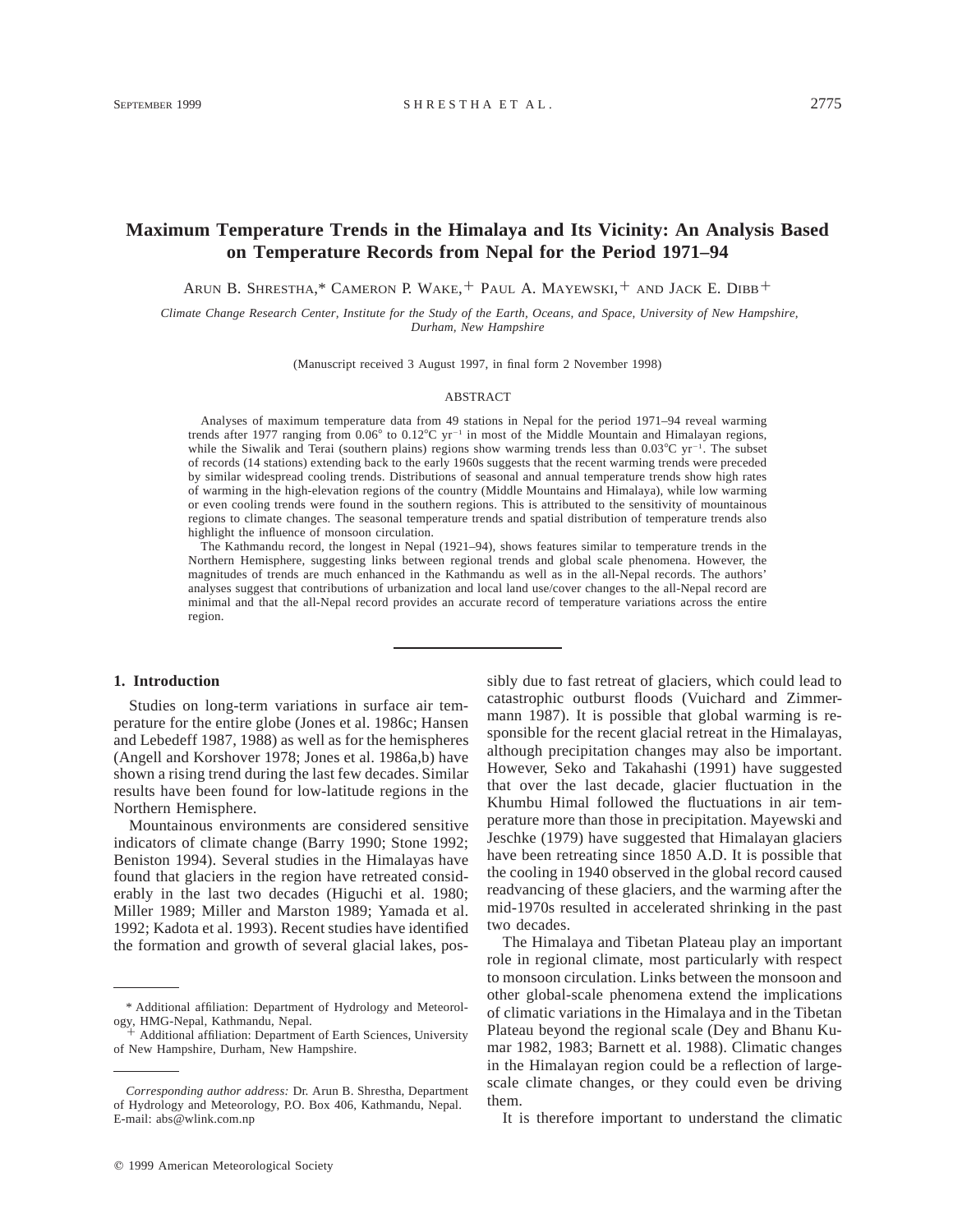# Maximum Temperature Trends in the Himalaya and Its Vicinity: An Analysis Based on Temperature Records from Nepal for the Period 1971–94

Arun B. Shrestha,* Cameron P. Wake,+ Paul A. Mayewski,+ and Jack E. Dibb+

*Climate Change Research Center, Institute for the Study of the Earth, Oceans, and Space, University of New Hampshire, Durham, New Hampshire*

(Manuscript received 3 August 1997, in final form 2 November 1998)

## ABSTRACT

Analyses of maximum temperature data from 49 stations in Nepal for the period 1971–94 reveal warming trends after 1977 ranging from 0.06° to 0.12°C $yr^{-1}$ in most of the Middle Mountain and Himalayan regions, while the Siwalik and Terai (southern plains) regions show warming trends less than 0.03°C $yr^{-1}$. The subset of records (14 stations) extending back to the early 1960s suggests that the recent warming trends were preceded by similar widespread cooling trends. Distributions of seasonal and annual temperature trends show high rates of warming in the high-elevation regions of the country (Middle Mountains and Himalaya), while low warming or even cooling trends were found in the southern regions. This is attributed to the sensitivity of mountainous regions to climate changes. The seasonal temperature trends and spatial distribution of temperature trends also highlight the influence of monsoon circulation.

The Kathmandu record, the longest in Nepal (1921–94), shows features similar to temperature trends in the Northern Hemisphere, suggesting links between regional trends and global scale phenomena. However, the magnitudes of trends are much enhanced in the Kathmandu as well as in the all-Nepal records. The authors' analyses suggest that contributions of urbanization and local land use/cover changes to the all-Nepal record are minimal and that the all-Nepal record provides an accurate record of temperature variations across the entire region.

## 1. Introduction

Studies on long-term variations in surface air temperature for the entire globe (Jones et al. 1986c; Hansen and Lebedeff 1987, 1988) as well as for the hemispheres (Angell and Korshover 1978; Jones et al. 1986a,b) have shown a rising trend during the last few decades. Similar results have been found for low-latitude regions in the Northern Hemisphere.

Mountainous environments are considered sensitive indicators of climate change (Barry 1990; Stone 1992; Beniston 1994). Several studies in the Himalayas have found that glaciers in the region have retreated considerably in the last two decades (Higuchi et al. 1980; Miller 1989; Miller and Marston 1989; Yamada et al. 1992; Kadota et al. 1993). Recent studies have identified the formation and growth of several glacial lakes, possibly due to fast retreat of glaciers, which could lead to catastrophic outburst floods (Vuichard and Zimmermann 1987). It is possible that global warming is responsible for the recent glacial retreat in the Himalayas, although precipitation changes may also be important. However, Seko and Takahashi (1991) have suggested that over the last decade, glacier fluctuation in the Khumbu Himal followed the fluctuations in air temperature more than those in precipitation. Mayewski and Jeschke (1979) have suggested that Himalayan glaciers have been retreating since 1850 A.D. It is possible that the cooling in 1940 observed in the global record caused readvancing of these glaciers, and the warming after the mid-1970s resulted in accelerated shrinking in the past two decades.

The Himalaya and Tibetan Plateau play an important role in regional climate, most particularly with respect to monsoon circulation. Links between the monsoon and other global-scale phenomena extend the implications of climatic variations in the Himalaya and in the Tibetan Plateau beyond the regional scale (Dey and Bhanu Kumar 1982, 1983; Barnett et al. 1988). Climatic changes in the Himalayan region could be a reflection of large-scale climate changes, or they could even be driving them.

It is therefore important to understand the climatic

---

\* Additional affiliation: Department of Hydrology and Meteorology, HMG-Nepal, Kathmandu, Nepal.

+ Additional affiliation: Department of Earth Sciences, University of New Hampshire, Durham, New Hampshire.

*Corresponding author address:* Dr. Arun B. Shrestha, Department of Hydrology and Meteorology, P.O. Box 406, Kathmandu, Nepal. E-mail: abs@wlink.com.np

© 1999 American Meteorological Society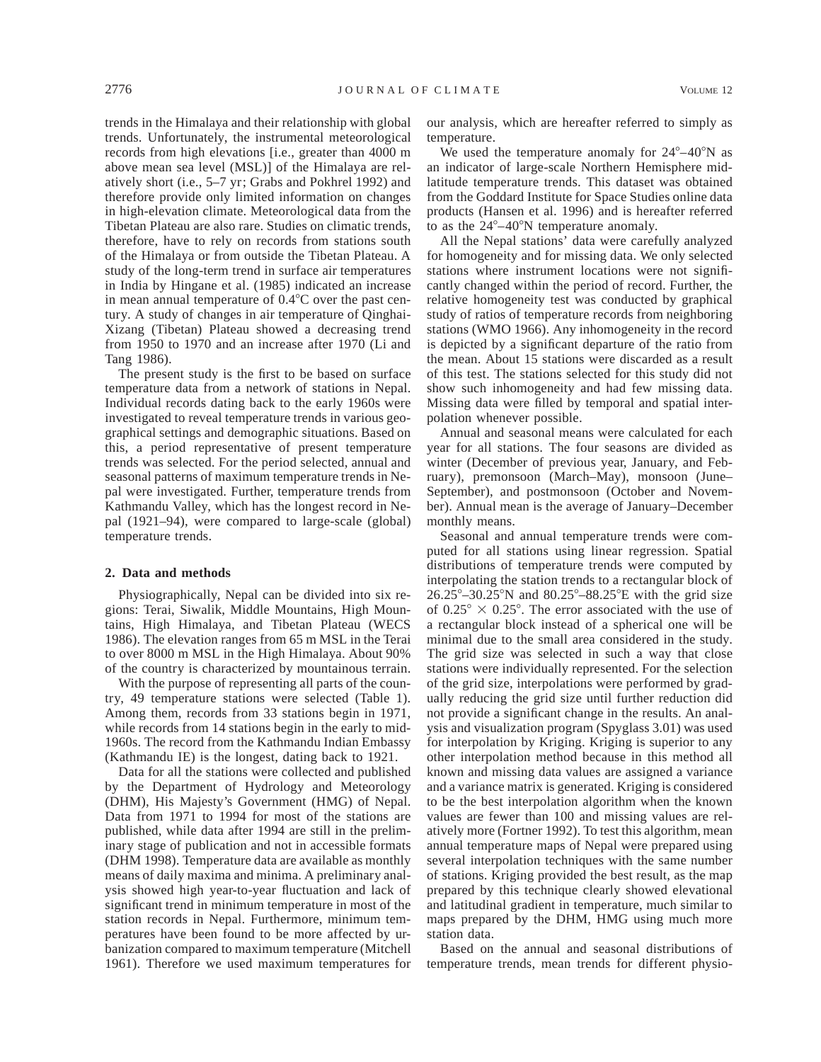trends in the Himalaya and their relationship with global trends. Unfortunately, the instrumental meteorological records from high elevations [i.e., greater than 4000 m above mean sea level (MSL)] of the Himalaya are relatively short (i.e., 5–7 yr; Grabs and Pokhrel 1992) and therefore provide only limited information on changes in high-elevation climate. Meteorological data from the Tibetan Plateau are also rare. Studies on climatic trends, therefore, have to rely on records from stations south of the Himalaya or from outside the Tibetan Plateau. A study of the long-term trend in surface air temperatures in India by Hingane et al. (1985) indicated an increase in mean annual temperature of 0.4°C over the past century. A study of changes in air temperature of Qinghai-Xizang (Tibetan) Plateau showed a decreasing trend from 1950 to 1970 and an increase after 1970 (Li and Tang 1986).

The present study is the first to be based on surface temperature data from a network of stations in Nepal. Individual records dating back to the early 1960s were investigated to reveal temperature trends in various geographical settings and demographic situations. Based on this, a period representative of present temperature trends was selected. For the period selected, annual and seasonal patterns of maximum temperature trends in Nepal were investigated. Further, temperature trends from Kathmandu Valley, which has the longest record in Nepal (1921–94), were compared to large-scale (global) temperature trends.

## 2. Data and methods

Physiographically, Nepal can be divided into six regions: Terai, Siwalik, Middle Mountains, High Mountains, High Himalaya, and Tibetan Plateau (WECS 1986). The elevation ranges from 65 m MSL in the Terai to over 8000 m MSL in the High Himalaya. About 90% of the country is characterized by mountainous terrain.

With the purpose of representing all parts of the country, 49 temperature stations were selected (Table 1). Among them, records from 33 stations begin in 1971, while records from 14 stations begin in the early to mid-1960s. The record from the Kathmandu Indian Embassy (Kathmandu IE) is the longest, dating back to 1921.

Data for all the stations were collected and published by the Department of Hydrology and Meteorology (DHM), His Majesty's Government (HMG) of Nepal. Data from 1971 to 1994 for most of the stations are published, while data after 1994 are still in the preliminary stage of publication and not in accessible formats (DHM 1998). Temperature data are available as monthly means of daily maxima and minima. A preliminary analysis showed high year-to-year fluctuation and lack of significant trend in minimum temperature in most of the station records in Nepal. Furthermore, minimum temperatures have been found to be more affected by urbanization compared to maximum temperature (Mitchell 1961). Therefore we used maximum temperatures for our analysis, which are hereafter referred to simply as temperature.

We used the temperature anomaly for 24°–40°N as an indicator of large-scale Northern Hemisphere midlatitude temperature trends. This dataset was obtained from the Goddard Institute for Space Studies online data products (Hansen et al. 1996) and is hereafter referred to as the 24°–40°N temperature anomaly.

All the Nepal stations' data were carefully analyzed for homogeneity and for missing data. We only selected stations where instrument locations were not significantly changed within the period of record. Further, the relative homogeneity test was conducted by graphical study of ratios of temperature records from neighboring stations (WMO 1966). Any inhomogeneity in the record is depicted by a significant departure of the ratio from the mean. About 15 stations were discarded as a result of this test. The stations selected for this study did not show such inhomogeneity and had few missing data. Missing data were filled by temporal and spatial interpolation whenever possible.

Annual and seasonal means were calculated for each year for all stations. The four seasons are divided as winter (December of previous year, January, and February), premonsoon (March–May), monsoon (June–September), and postmonsoon (October and November). Annual mean is the average of January–December monthly means.

Seasonal and annual temperature trends were computed for all stations using linear regression. Spatial distributions of temperature trends were computed by interpolating the station trends to a rectangular block of 26.25°–30.25°N and 80.25°–88.25°E with the grid size of 0.25° × 0.25°. The error associated with the use of a rectangular block instead of a spherical one will be minimal due to the small area considered in the study. The grid size was selected in such a way that close stations were individually represented. For the selection of the grid size, interpolations were performed by gradually reducing the grid size until further reduction did not provide a significant change in the results. An analysis and visualization program (Spyglass 3.01) was used for interpolation by Kriging. Kriging is superior to any other interpolation method because in this method all known and missing data values are assigned a variance and a variance matrix is generated. Kriging is considered to be the best interpolation algorithm when the known values are fewer than 100 and missing values are relatively more (Fortner 1992). To test this algorithm, mean annual temperature maps of Nepal were prepared using several interpolation techniques with the same number of stations. Kriging provided the best result, as the map prepared by this technique clearly showed elevational and latitudinal gradient in temperature, much similar to maps prepared by the DHM, HMG using much more station data.

Based on the annual and seasonal distributions of temperature trends, mean trends for different physio-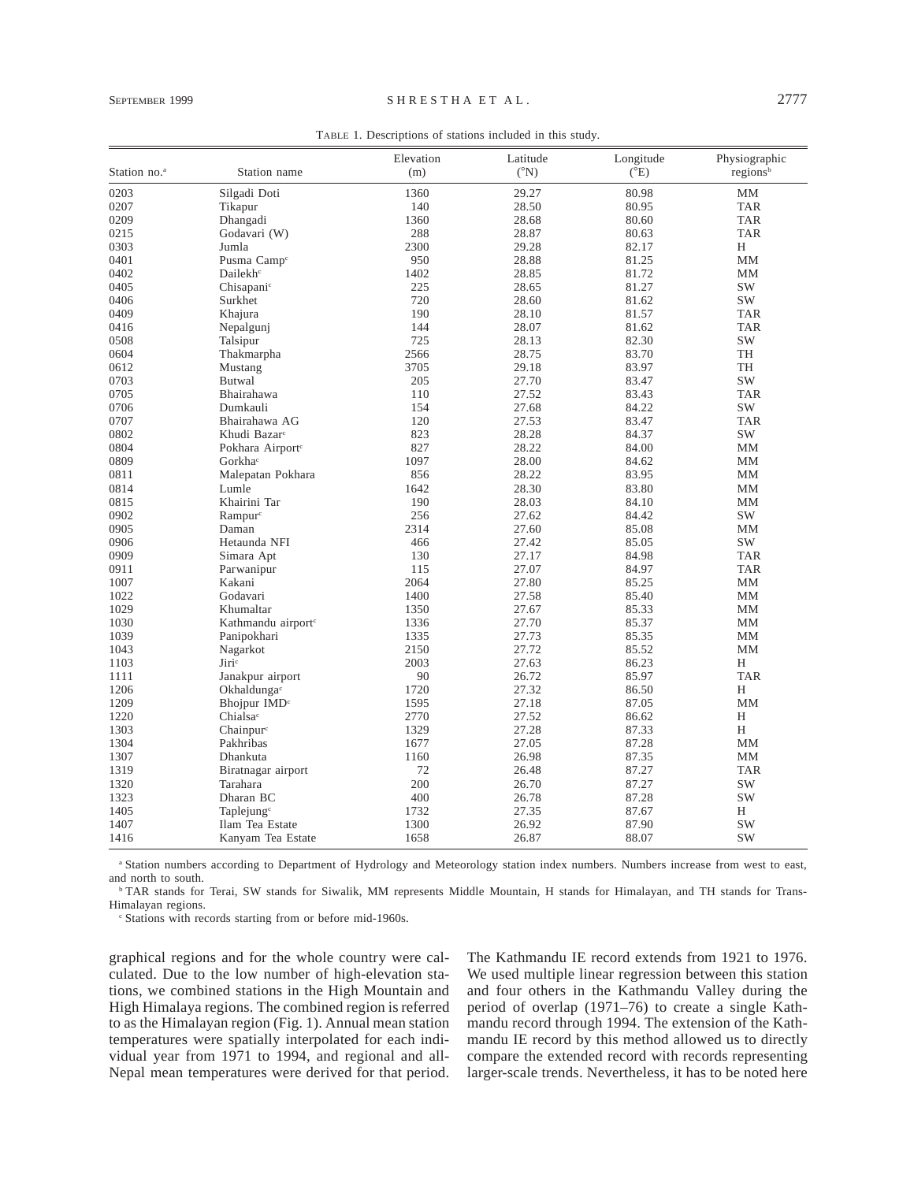TABLE 1. Descriptions of stations included in this study.

| Station no.[a] | Station name | Elevation (m) | Latitude (°N) | Longitude (°E) | Physiographic regions[b] |
|---|---|---|---|---|---|
| 0203 | Silgadi Doti | 1360 | 29.27 | 80.98 | MM |
| 0207 | Tikapur | 140 | 28.50 | 80.95 | TAR |
| 0209 | Dhangadi | 1360 | 28.68 | 80.60 | TAR |
| 0215 | Godavari (W) | 288 | 28.87 | 80.63 | TAR |
| 0303 | Jumla | 2300 | 29.28 | 82.17 | H |
| 0401 | Pusma Camp[c] | 950 | 28.88 | 81.25 | MM |
| 0402 | Dailekh[c] | 1402 | 28.85 | 81.72 | MM |
| 0405 | Chisapani[c] | 225 | 28.65 | 81.27 | SW |
| 0406 | Surkhet | 720 | 28.60 | 81.62 | SW |
| 0409 | Khajura | 190 | 28.10 | 81.57 | TAR |
| 0416 | Nepalgunj | 144 | 28.07 | 81.62 | TAR |
| 0508 | Talsipur | 725 | 28.13 | 82.30 | SW |
| 0604 | Thakmarpha | 2566 | 28.75 | 83.70 | TH |
| 0612 | Mustang | 3705 | 29.18 | 83.97 | TH |
| 0703 | Butwal | 205 | 27.70 | 83.47 | SW |
| 0705 | Bhairahawa | 110 | 27.52 | 83.43 | TAR |
| 0706 | Dumkauli | 154 | 27.68 | 84.22 | SW |
| 0707 | Bhairahawa AG | 120 | 27.53 | 83.47 | TAR |
| 0802 | Khudi Bazar[c] | 823 | 28.28 | 84.37 | SW |
| 0804 | Pokhara Airport[c] | 827 | 28.22 | 84.00 | MM |
| 0809 | Gorkha[c] | 1097 | 28.00 | 84.62 | MM |
| 0811 | Malepatan Pokhara | 856 | 28.22 | 83.95 | MM |
| 0814 | Lumle | 1642 | 28.30 | 83.80 | MM |
| 0815 | Khairini Tar | 190 | 28.03 | 84.10 | MM |
| 0902 | Rampur[c] | 256 | 27.62 | 84.42 | SW |
| 0905 | Daman | 2314 | 27.60 | 85.08 | MM |
| 0906 | Hetaunda NFI | 466 | 27.42 | 85.05 | SW |
| 0909 | Simara Apt | 130 | 27.17 | 84.98 | TAR |
| 0911 | Parwanipur | 115 | 27.07 | 84.97 | TAR |
| 1007 | Kakani | 2064 | 27.80 | 85.25 | MM |
| 1022 | Godavari | 1400 | 27.58 | 85.40 | MM |
| 1029 | Khumaltar | 1350 | 27.67 | 85.33 | MM |
| 1030 | Kathmandu airport[c] | 1336 | 27.70 | 85.37 | MM |
| 1039 | Panipokhari | 1335 | 27.73 | 85.35 | MM |
| 1043 | Nagarkot | 2150 | 27.72 | 85.52 | MM |
| 1103 | Jiri[c] | 2003 | 27.63 | 86.23 | H |
| 1111 | Janakpur airport | 90 | 26.72 | 85.97 | TAR |
| 1206 | Okhaldunga[c] | 1720 | 27.32 | 86.50 | H |
| 1209 | Bhojpur IMD[c] | 1595 | 27.18 | 87.05 | MM |
| 1220 | Chialsa[c] | 2770 | 27.52 | 86.62 | H |
| 1303 | Chainpur[c] | 1329 | 27.28 | 87.33 | H |
| 1304 | Pakhribas | 1677 | 27.05 | 87.28 | MM |
| 1307 | Dhankuta | 1160 | 26.98 | 87.35 | MM |
| 1319 | Biratnagar airport | 72 | 26.48 | 87.27 | TAR |
| 1320 | Tarahara | 200 | 26.70 | 87.27 | SW |
| 1323 | Dharan BC | 400 | 26.78 | 87.28 | SW |
| 1405 | Taplejung[c] | 1732 | 27.35 | 87.67 | H |
| 1407 | Ilam Tea Estate | 1300 | 26.92 | 87.90 | SW |
| 1416 | Kanyam Tea Estate | 1658 | 26.87 | 88.07 | SW |

[a] Station numbers according to Department of Hydrology and Meteorology station index numbers. Numbers increase from west to east, and north to south.

[b] TAR stands for Terai, SW stands for Siwalik, MM represents Middle Mountain, H stands for Himalayan, and TH stands for Trans-Himalayan regions.

[c] Stations with records starting from or before mid-1960s.

graphical regions and for the whole country were calculated. Due to the low number of high-elevation stations, we combined stations in the High Mountain and High Himalaya regions. The combined region is referred to as the Himalayan region (Fig. 1). Annual mean station temperatures were spatially interpolated for each individual year from 1971 to 1994, and regional and all-Nepal mean temperatures were derived for that period. The Kathmandu IE record extends from 1921 to 1976. We used multiple linear regression between this station and four others in the Kathmandu Valley during the period of overlap (1971–76) to create a single Kathmandu record through 1994. The extension of the Kathmandu IE record by this method allowed us to directly compare the extended record with records representing larger-scale trends. Nevertheless, it has to be noted here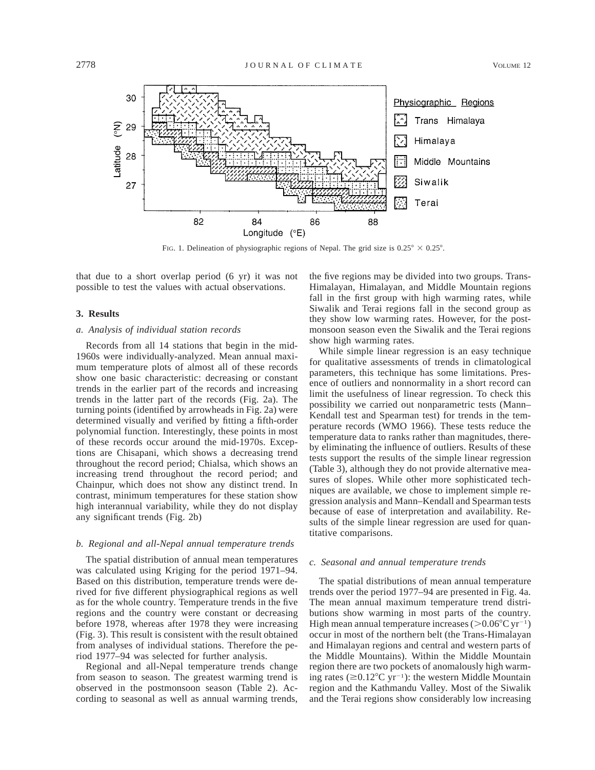FIG. 1. Delineation of physiographic regions of Nepal. The grid size is 0.25° × 0.25°.

that due to a short overlap period (6 yr) it was not possible to test the values with actual observations.

## 3. Results

### *a. Analysis of individual station records*

Records from all 14 stations that begin in the mid-1960s were individually-analyzed. Mean annual maximum temperature plots of almost all of these records show one basic characteristic: decreasing or constant trends in the earlier part of the records and increasing trends in the latter part of the records (Fig. 2a). The turning points (identified by arrowheads in Fig. 2a) were determined visually and verified by fitting a fifth-order polynomial function. Interestingly, these points in most of these records occur around the mid-1970s. Exceptions are Chisapani, which shows a decreasing trend throughout the record period; Chialsa, which shows an increasing trend throughout the record period; and Chainpur, which does not show any distinct trend. In contrast, minimum temperatures for these station show high interannual variability, while they do not display any significant trends (Fig. 2b)

### *b. Regional and all-Nepal annual temperature trends*

The spatial distribution of annual mean temperatures was calculated using Kriging for the period 1971–94. Based on this distribution, temperature trends were derived for five different physiographical regions as well as for the whole country. Temperature trends in the five regions and the country were constant or decreasing before 1978, whereas after 1978 they were increasing (Fig. 3). This result is consistent with the result obtained from analyses of individual stations. Therefore the period 1977–94 was selected for further analysis.

Regional and all-Nepal temperature trends change from season to season. The greatest warming trend is observed in the postmonsoon season (Table 2). According to seasonal as well as annual warming trends, the five regions may be divided into two groups. Trans-Himalayan, Himalayan, and Middle Mountain regions fall in the first group with high warming rates, while Siwalik and Terai regions fall in the second group as they show low warming rates. However, for the postmonsoon season even the Siwalik and the Terai regions show high warming rates.

While simple linear regression is an easy technique for qualitative assessments of trends in climatological parameters, this technique has some limitations. Presence of outliers and nonnormality in a short record can limit the usefulness of linear regression. To check this possibility we carried out nonparametric tests (Mann–Kendall test and Spearman test) for trends in the temperature records (WMO 1966). These tests reduce the temperature data to ranks rather than magnitudes, thereby eliminating the influence of outliers. Results of these tests support the results of the simple linear regression (Table 3), although they do not provide alternative measures of slopes. While other more sophisticated techniques are available, we chose to implement simple regression analysis and Mann–Kendall and Spearman tests because of ease of interpretation and availability. Results of the simple linear regression are used for quantitative comparisons.

### *c. Seasonal and annual temperature trends*

The spatial distributions of mean annual temperature trends over the period 1977–94 are presented in Fig. 4a. The mean annual maximum temperature trend distributions show warming in most parts of the country. High mean annual temperature increases ($>0.06°C\ yr^{-1}$) occur in most of the northern belt (the Trans-Himalayan and Himalayan regions and central and western parts of the Middle Mountains). Within the Middle Mountain region there are two pockets of anomalously high warming rates ($\geq 0.12°C\ yr^{-1}$): the western Middle Mountain region and the Kathmandu Valley. Most of the Siwalik and the Terai regions show considerably low increasing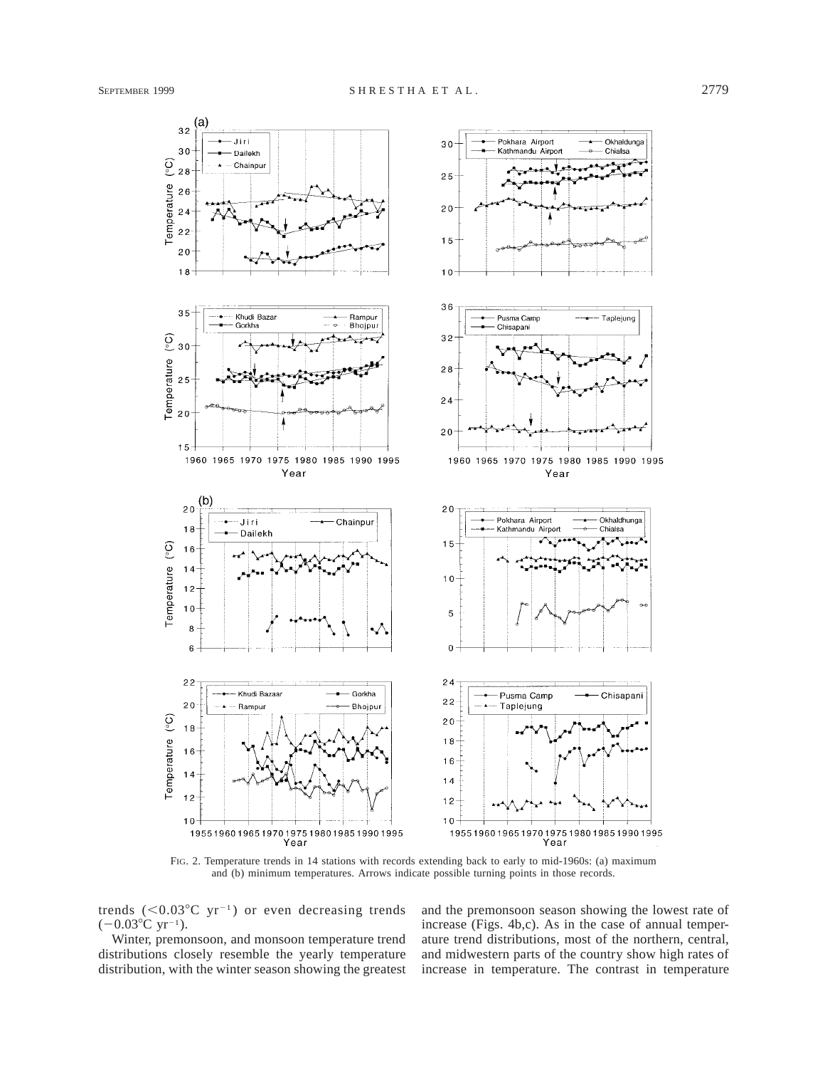FIG. 2. Temperature trends in 14 stations with records extending back to early to mid-1960s: (a) maximum and (b) minimum temperatures. Arrows indicate possible turning points in those records.

trends ($<0.03°C\ yr^{-1}$) or even decreasing trends ($-0.03°C\ yr^{-1}$).

Winter, premonsoon, and monsoon temperature trend distributions closely resemble the yearly temperature distribution, with the winter season showing the greatest and the premonsoon season showing the lowest rate of increase (Figs. 4b,c). As in the case of annual temperature trend distributions, most of the northern, central, and midwestern parts of the country show high rates of increase in temperature. The contrast in temperature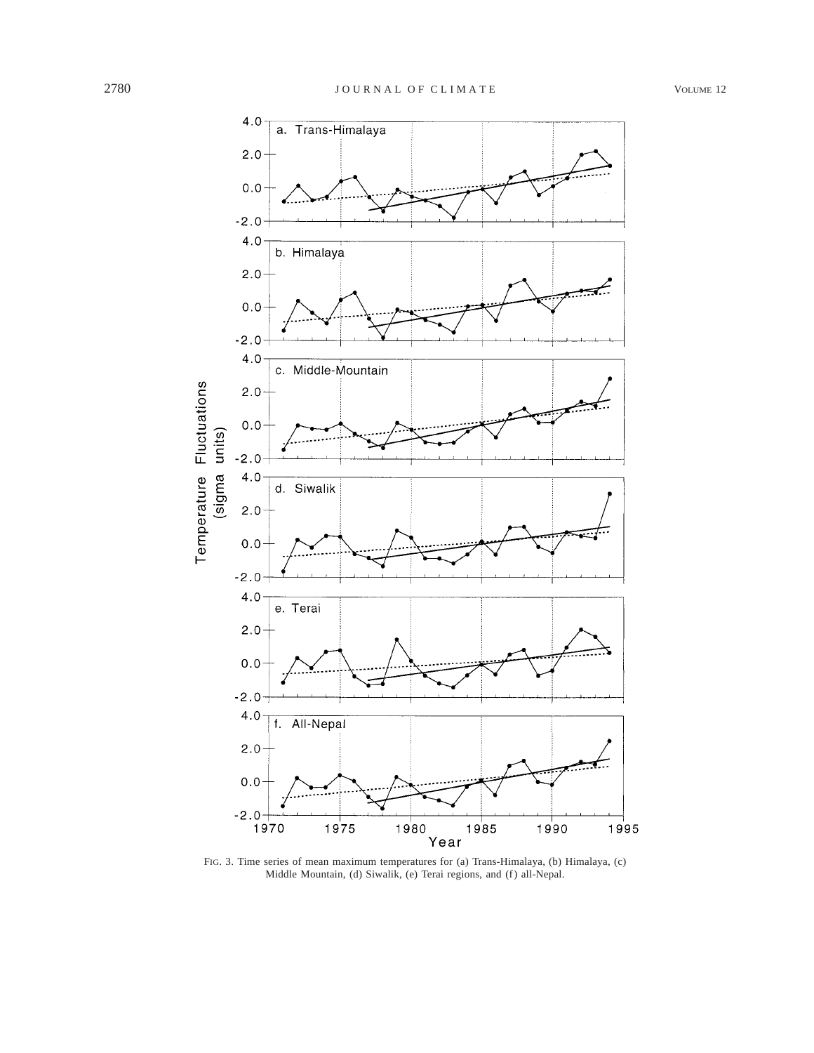FIG. 3. Time series of mean maximum temperatures for (a) Trans-Himalaya, (b) Himalaya, (c) Middle Mountain, (d) Siwalik, (e) Terai regions, and (f) all-Nepal.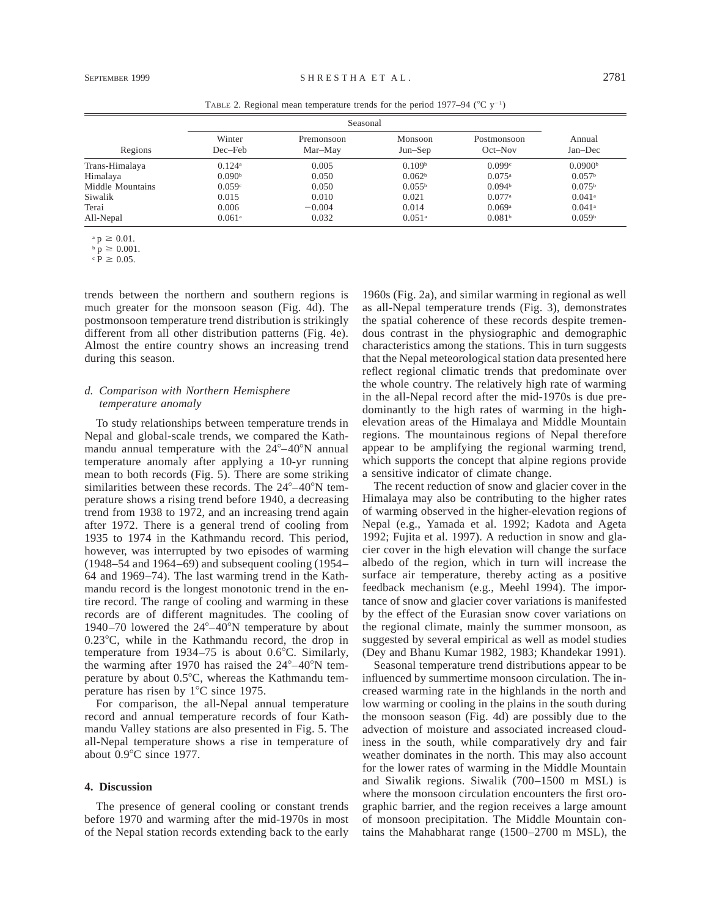TABLE 2. Regional mean temperature trends for the period 1977–94 (°C $y^{-1}$)

| Regions | Seasonal | | | | Annual |
|---|---|---|---|---|---|
| | Winter Dec–Feb | Premonsoon Mar–May | Monsoon Jun–Sep | Postmonsoon Oct–Nov | Jan–Dec |
| Trans-Himalaya | 0.124[a] | 0.005 | 0.109[b] | 0.099[c] | 0.0900[b] |
| Himalaya | 0.090[b] | 0.050 | 0.062[b] | 0.075[a] | 0.057[b] |
| Middle Mountains | 0.059[c] | 0.050 | 0.055[b] | 0.094[b] | 0.075[b] |
| Siwalik | 0.015 | 0.010 | 0.021 | 0.077[a] | 0.041[a] |
| Terai | 0.006 | −0.004 | 0.014 | 0.069[a] | 0.041[a] |
| All-Nepal | 0.061[a] | 0.032 | 0.051[a] | 0.081[b] | 0.059[b] |

[a] $p \geq 0.01$.
[b] $p \geq 0.001$.
[c] $P \geq 0.05$.

trends between the northern and southern regions is much greater for the monsoon season (Fig. 4d). The postmonsoon temperature trend distribution is strikingly different from all other distribution patterns (Fig. 4e). Almost the entire country shows an increasing trend during this season.

### d. *Comparison with Northern Hemisphere temperature anomaly*

To study relationships between temperature trends in Nepal and global-scale trends, we compared the Kathmandu annual temperature with the 24°–40°N annual temperature anomaly after applying a 10-yr running mean to both records (Fig. 5). There are some striking similarities between these records. The 24°–40°N temperature shows a rising trend before 1940, a decreasing trend from 1938 to 1972, and an increasing trend again after 1972. There is a general trend of cooling from 1935 to 1974 in the Kathmandu record. This period, however, was interrupted by two episodes of warming (1948–54 and 1964–69) and subsequent cooling (1954–64 and 1969–74). The last warming trend in the Kathmandu record is the longest monotonic trend in the entire record. The range of cooling and warming in these records are of different magnitudes. The cooling of 1940–70 lowered the 24°–40°N temperature by about 0.23°C, while in the Kathmandu record, the drop in temperature from 1934–75 is about 0.6°C. Similarly, the warming after 1970 has raised the 24°–40°N temperature by about 0.5°C, whereas the Kathmandu temperature has risen by 1°C since 1975.

For comparison, the all-Nepal annual temperature record and annual temperature records of four Kathmandu Valley stations are also presented in Fig. 5. The all-Nepal temperature shows a rise in temperature of about 0.9°C since 1977.

## 4. Discussion

The presence of general cooling or constant trends before 1970 and warming after the mid-1970s in most of the Nepal station records extending back to the early 1960s (Fig. 2a), and similar warming in regional as well as all-Nepal temperature trends (Fig. 3), demonstrates the spatial coherence of these records despite tremendous contrast in the physiographic and demographic characteristics among the stations. This in turn suggests that the Nepal meteorological station data presented here reflect regional climatic trends that predominate over the whole country. The relatively high rate of warming in the all-Nepal record after the mid-1970s is due predominantly to the high rates of warming in the high-elevation areas of the Himalaya and Middle Mountain regions. The mountainous regions of Nepal therefore appear to be amplifying the regional warming trend, which supports the concept that alpine regions provide a sensitive indicator of climate change.

The recent reduction of snow and glacier cover in the Himalaya may also be contributing to the higher rates of warming observed in the higher-elevation regions of Nepal (e.g., Yamada et al. 1992; Kadota and Ageta 1992; Fujita et al. 1997). A reduction in snow and glacier cover in the high elevation will change the surface albedo of the region, which in turn will increase the surface air temperature, thereby acting as a positive feedback mechanism (e.g., Meehl 1994). The importance of snow and glacier cover variations is manifested by the effect of the Eurasian snow cover variations on the regional climate, mainly the summer monsoon, as suggested by several empirical as well as model studies (Dey and Bhanu Kumar 1982, 1983; Khandekar 1991).

Seasonal temperature trend distributions appear to be influenced by summertime monsoon circulation. The increased warming rate in the highlands in the north and low warming or cooling in the plains in the south during the monsoon season (Fig. 4d) are possibly due to the advection of moisture and associated increased cloudiness in the south, while comparatively dry and fair weather dominates in the north. This may also account for the lower rates of warming in the Middle Mountain and Siwalik regions. Siwalik (700–1500 m MSL) is where the monsoon circulation encounters the first orographic barrier, and the region receives a large amount of monsoon precipitation. The Middle Mountain contains the Mahabharat range (1500–2700 m MSL), the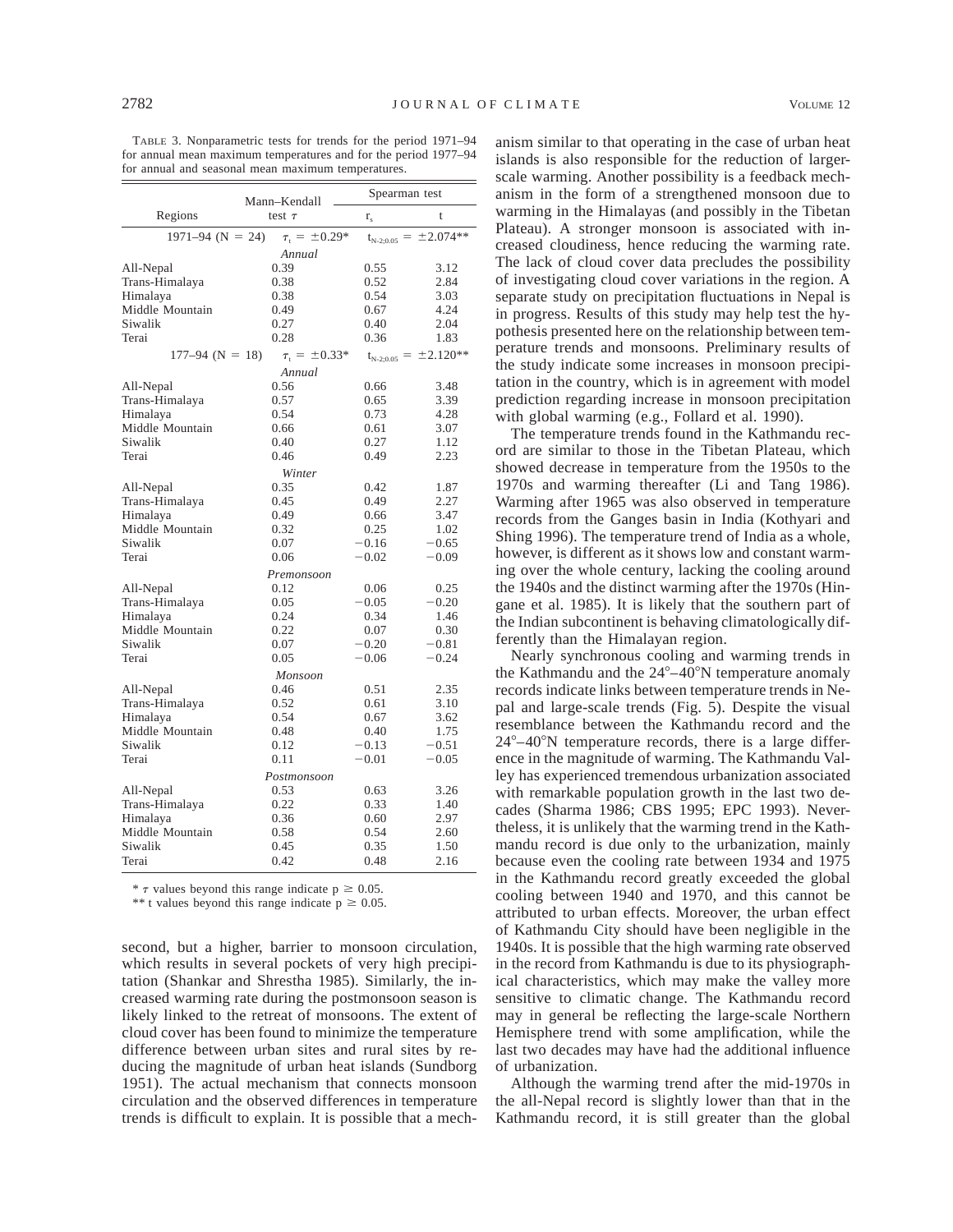TABLE 3. Nonparametric tests for trends for the period 1971–94 for annual mean maximum temperatures and for the period 1977–94 for annual and seasonal mean maximum temperatures.

| Regions | Mann–Kendall test $\tau$ | Spearman test $r_s$ | Spearman test t |
|---|---|---|---|
| 1971–94 (N = 24) | $\tau_t = \pm 0.29$* | $t_{N-2;0.05} = \pm 2.074$** | |
| | *Annual* | | |
| All-Nepal | 0.39 | 0.55 | 3.12 |
| Trans-Himalaya | 0.38 | 0.52 | 2.84 |
| Himalaya | 0.38 | 0.54 | 3.03 |
| Middle Mountain | 0.49 | 0.67 | 4.24 |
| Siwalik | 0.27 | 0.40 | 2.04 |
| Terai | 0.28 | 0.36 | 1.83 |
| 177–94 (N = 18) | $\tau_t = \pm 0.33$* | $t_{N-2;0.05} = \pm 2.120$** | |
| | *Annual* | | |
| All-Nepal | 0.56 | 0.66 | 3.48 |
| Trans-Himalaya | 0.57 | 0.65 | 3.39 |
| Himalaya | 0.54 | 0.73 | 4.28 |
| Middle Mountain | 0.66 | 0.61 | 3.07 |
| Siwalik | 0.40 | 0.27 | 1.12 |
| Terai | 0.46 | 0.49 | 2.23 |
| | *Winter* | | |
| All-Nepal | 0.35 | 0.42 | 1.87 |
| Trans-Himalaya | 0.45 | 0.49 | 2.27 |
| Himalaya | 0.49 | 0.66 | 3.47 |
| Middle Mountain | 0.32 | 0.25 | 1.02 |
| Siwalik | 0.07 | −0.16 | −0.65 |
| Terai | 0.06 | −0.02 | −0.09 |
| | *Premonsoon* | | |
| All-Nepal | 0.12 | 0.06 | 0.25 |
| Trans-Himalaya | 0.05 | −0.05 | −0.20 |
| Himalaya | 0.24 | 0.34 | 1.46 |
| Middle Mountain | 0.22 | 0.07 | 0.30 |
| Siwalik | 0.07 | −0.20 | −0.81 |
| Terai | 0.05 | −0.06 | −0.24 |
| | *Monsoon* | | |
| All-Nepal | 0.46 | 0.51 | 2.35 |
| Trans-Himalaya | 0.52 | 0.61 | 3.10 |
| Himalaya | 0.54 | 0.67 | 3.62 |
| Middle Mountain | 0.48 | 0.40 | 1.75 |
| Siwalik | 0.12 | −0.13 | −0.51 |
| Terai | 0.11 | −0.01 | −0.05 |
| | *Postmonsoon* | | |
| All-Nepal | 0.53 | 0.63 | 3.26 |
| Trans-Himalaya | 0.22 | 0.33 | 1.40 |
| Himalaya | 0.36 | 0.60 | 2.97 |
| Middle Mountain | 0.58 | 0.54 | 2.60 |
| Siwalik | 0.45 | 0.35 | 1.50 |
| Terai | 0.42 | 0.48 | 2.16 |

* $\tau$ values beyond this range indicate $p \geq 0.05$.

** t values beyond this range indicate $p \geq 0.05$.

second, but a higher, barrier to monsoon circulation, which results in several pockets of very high precipitation (Shankar and Shrestha 1985). Similarly, the increased warming rate during the postmonsoon season is likely linked to the retreat of monsoons. The extent of cloud cover has been found to minimize the temperature difference between urban sites and rural sites by reducing the magnitude of urban heat islands (Sundborg 1951). The actual mechanism that connects monsoon circulation and the observed differences in temperature trends is difficult to explain. It is possible that a mechanism similar to that operating in the case of urban heat islands is also responsible for the reduction of larger-scale warming. Another possibility is a feedback mechanism in the form of a strengthened monsoon due to warming in the Himalayas (and possibly in the Tibetan Plateau). A stronger monsoon is associated with increased cloudiness, hence reducing the warming rate. The lack of cloud cover data precludes the possibility of investigating cloud cover variations in the region. A separate study on precipitation fluctuations in Nepal is in progress. Results of this study may help test the hypothesis presented here on the relationship between temperature trends and monsoons. Preliminary results of the study indicate some increases in monsoon precipitation in the country, which is in agreement with model prediction regarding increase in monsoon precipitation with global warming (e.g., Follard et al. 1990).

The temperature trends found in the Kathmandu record are similar to those in the Tibetan Plateau, which showed decrease in temperature from the 1950s to the 1970s and warming thereafter (Li and Tang 1986). Warming after 1965 was also observed in temperature records from the Ganges basin in India (Kothyari and Shing 1996). The temperature trend of India as a whole, however, is different as it shows low and constant warming over the whole century, lacking the cooling around the 1940s and the distinct warming after the 1970s (Hingane et al. 1985). It is likely that the southern part of the Indian subcontinent is behaving climatologically differently than the Himalayan region.

Nearly synchronous cooling and warming trends in the Kathmandu and the 24°–40°N temperature anomaly records indicate links between temperature trends in Nepal and large-scale trends (Fig. 5). Despite the visual resemblance between the Kathmandu record and the 24°–40°N temperature records, there is a large difference in the magnitude of warming. The Kathmandu Valley has experienced tremendous urbanization associated with remarkable population growth in the last two decades (Sharma 1986; CBS 1995; EPC 1993). Nevertheless, it is unlikely that the warming trend in the Kathmandu record is due only to the urbanization, mainly because even the cooling rate between 1934 and 1975 in the Kathmandu record greatly exceeded the global cooling between 1940 and 1970, and this cannot be attributed to urban effects. Moreover, the urban effect of Kathmandu City should have been negligible in the 1940s. It is possible that the high warming rate observed in the record from Kathmandu is due to its physiographical characteristics, which may make the valley more sensitive to climatic change. The Kathmandu record may in general be reflecting the large-scale Northern Hemisphere trend with some amplification, while the last two decades may have had the additional influence of urbanization.

Although the warming trend after the mid-1970s in the all-Nepal record is slightly lower than that in the Kathmandu record, it is still greater than the global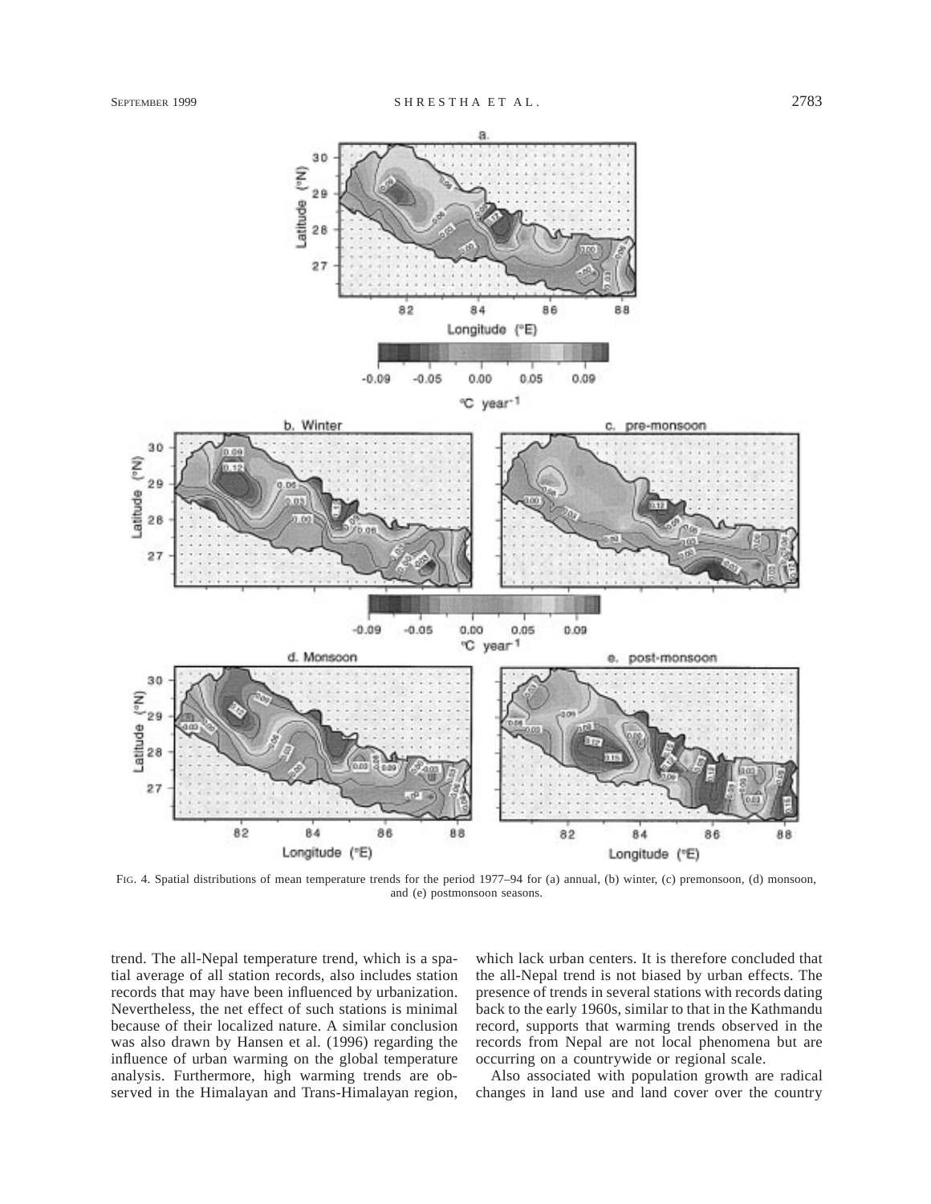FIG. 4. Spatial distributions of mean temperature trends for the period 1977–94 for (a) annual, (b) winter, (c) premonsoon, (d) monsoon, and (e) postmonsoon seasons.

trend. The all-Nepal temperature trend, which is a spatial average of all station records, also includes station records that may have been influenced by urbanization. Nevertheless, the net effect of such stations is minimal because of their localized nature. A similar conclusion was also drawn by Hansen et al. (1996) regarding the influence of urban warming on the global temperature analysis. Furthermore, high warming trends are observed in the Himalayan and Trans-Himalayan region, which lack urban centers. It is therefore concluded that the all-Nepal trend is not biased by urban effects. The presence of trends in several stations with records dating back to the early 1960s, similar to that in the Kathmandu record, supports that warming trends observed in the records from Nepal are not local phenomena but are occurring on a countrywide or regional scale.

Also associated with population growth are radical changes in land use and land cover over the country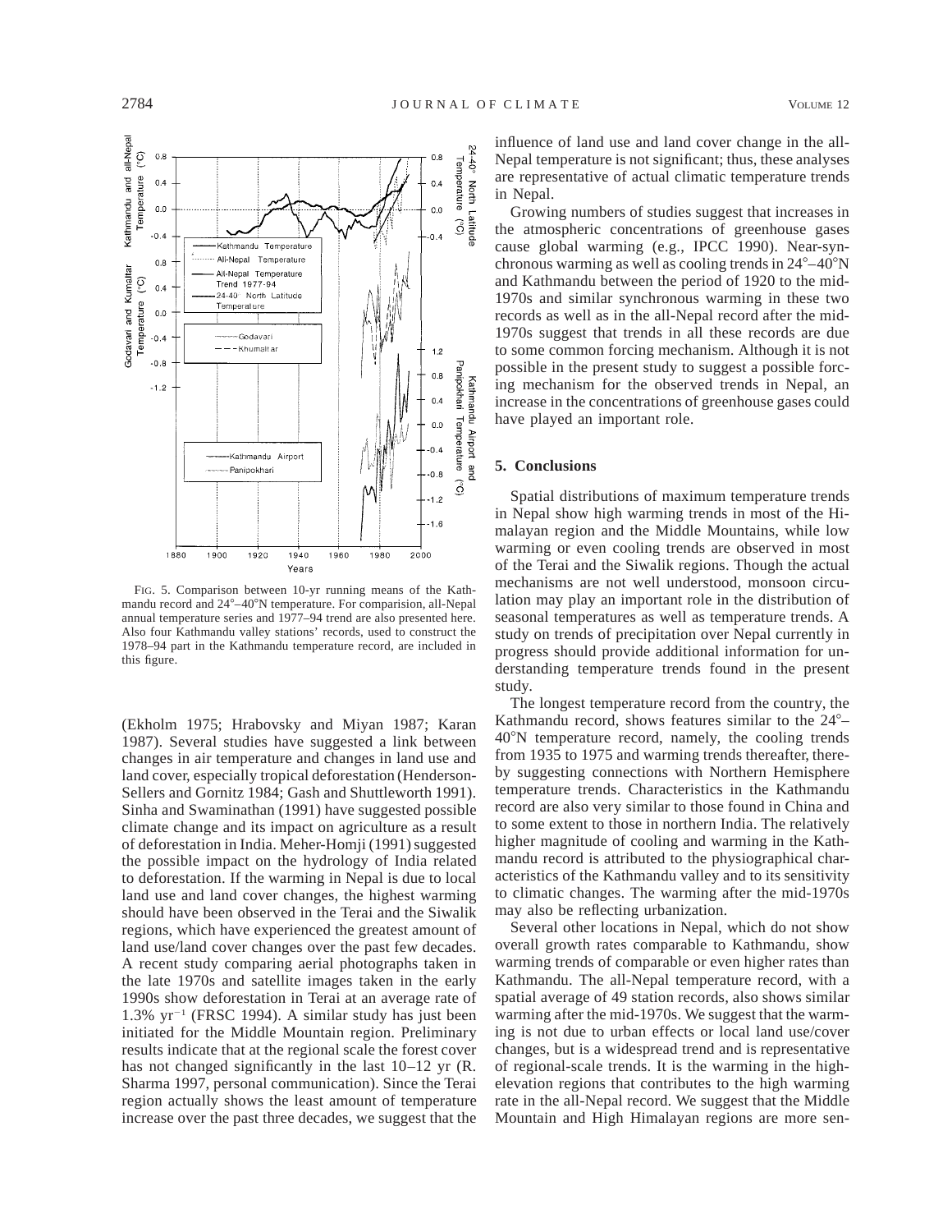FIG. 5. Comparison between 10-yr running means of the Kathmandu record and 24°–40°N temperature. For comparision, all-Nepal annual temperature series and 1977–94 trend are also presented here. Also four Kathmandu valley stations' records, used to construct the 1978–94 part in the Kathmandu temperature record, are included in this figure.

(Ekholm 1975; Hrabovsky and Miyan 1987; Karan 1987). Several studies have suggested a link between changes in air temperature and changes in land use and land cover, especially tropical deforestation (Henderson-Sellers and Gornitz 1984; Gash and Shuttleworth 1991). Sinha and Swaminathan (1991) have suggested possible climate change and its impact on agriculture as a result of deforestation in India. Meher-Homji (1991) suggested the possible impact on the hydrology of India related to deforestation. If the warming in Nepal is due to local land use and land cover changes, the highest warming should have been observed in the Terai and the Siwalik regions, which have experienced the greatest amount of land use/land cover changes over the past few decades. A recent study comparing aerial photographs taken in the late 1970s and satellite images taken in the early 1990s show deforestation in Terai at an average rate of 1.3% $yr^{-1}$ (FRSC 1994). A similar study has just been initiated for the Middle Mountain region. Preliminary results indicate that at the regional scale the forest cover has not changed significantly in the last 10–12 yr (R. Sharma 1997, personal communication). Since the Terai region actually shows the least amount of temperature increase over the past three decades, we suggest that the influence of land use and land cover change in the all-Nepal temperature is not significant; thus, these analyses are representative of actual climatic temperature trends in Nepal.

Growing numbers of studies suggest that increases in the atmospheric concentrations of greenhouse gases cause global warming (e.g., IPCC 1990). Near-synchronous warming as well as cooling trends in 24°–40°N and Kathmandu between the period of 1920 to the mid-1970s and similar synchronous warming in these two records as well as in the all-Nepal record after the mid-1970s suggest that trends in all these records are due to some common forcing mechanism. Although it is not possible in the present study to suggest a possible forcing mechanism for the observed trends in Nepal, an increase in the concentrations of greenhouse gases could have played an important role.

## 5. Conclusions

Spatial distributions of maximum temperature trends in Nepal show high warming trends in most of the Himalayan region and the Middle Mountains, while low warming or even cooling trends are observed in most of the Terai and the Siwalik regions. Though the actual mechanisms are not well understood, monsoon circulation may play an important role in the distribution of seasonal temperatures as well as temperature trends. A study on trends of precipitation over Nepal currently in progress should provide additional information for understanding temperature trends found in the present study.

The longest temperature record from the country, the Kathmandu record, shows features similar to the 24°–40°N temperature record, namely, the cooling trends from 1935 to 1975 and warming trends thereafter, thereby suggesting connections with Northern Hemisphere temperature trends. Characteristics in the Kathmandu record are also very similar to those found in China and to some extent to those in northern India. The relatively higher magnitude of cooling and warming in the Kathmandu record is attributed to the physiographical characteristics of the Kathmandu valley and to its sensitivity to climatic changes. The warming after the mid-1970s may also be reflecting urbanization.

Several other locations in Nepal, which do not show overall growth rates comparable to Kathmandu, show warming trends of comparable or even higher rates than Kathmandu. The all-Nepal temperature record, with a spatial average of 49 station records, also shows similar warming after the mid-1970s. We suggest that the warming is not due to urban effects or local land use/cover changes, but is a widespread trend and is representative of regional-scale trends. It is the warming in the high-elevation regions that contributes to the high warming rate in the all-Nepal record. We suggest that the Middle Mountain and High Himalayan regions are more sen-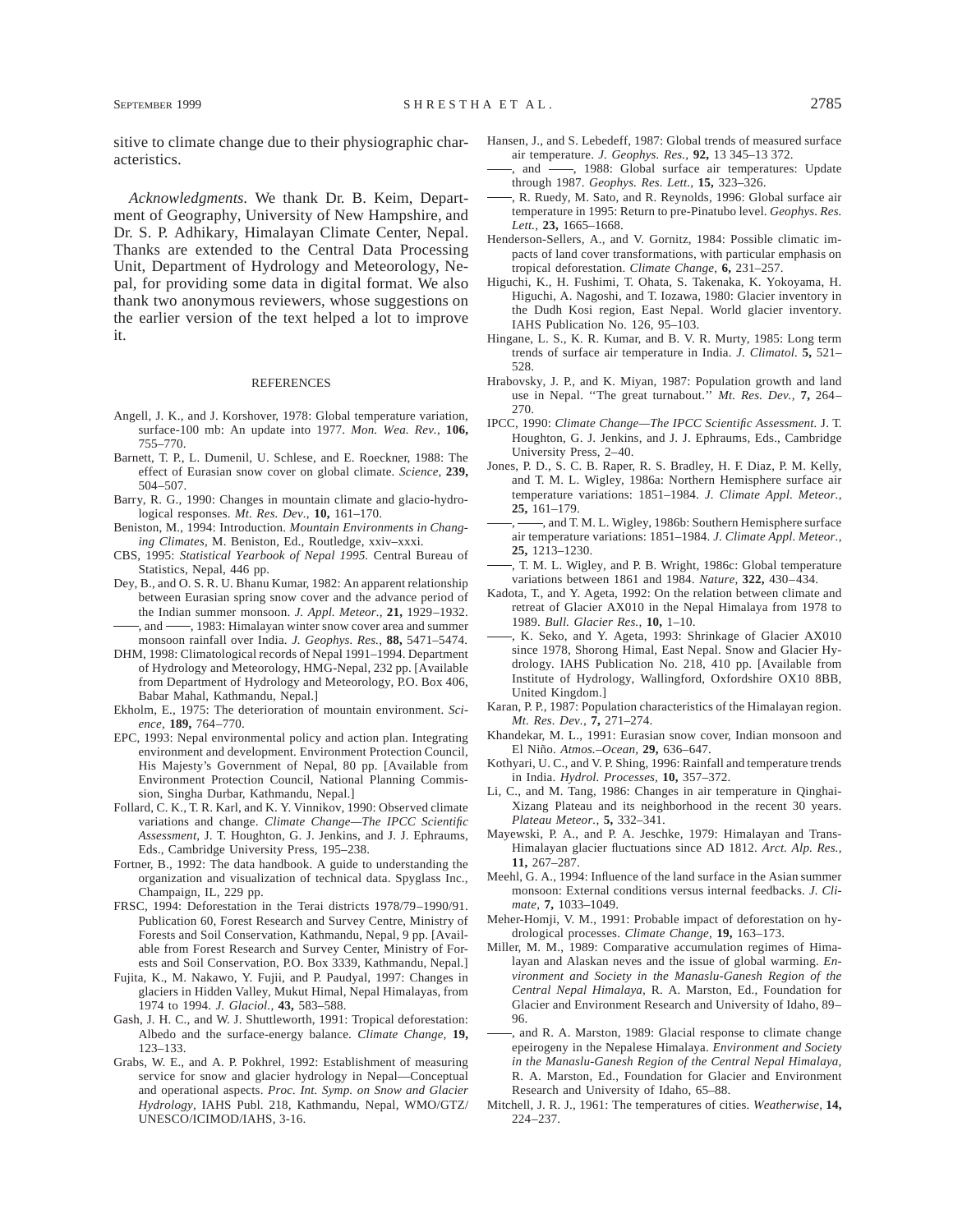sitive to climate change due to their physiographic characteristics.

*Acknowledgments.* We thank Dr. B. Keim, Department of Geography, University of New Hampshire, and Dr. S. P. Adhikary, Himalayan Climate Center, Nepal. Thanks are extended to the Central Data Processing Unit, Department of Hydrology and Meteorology, Nepal, for providing some data in digital format. We also thank two anonymous reviewers, whose suggestions on the earlier version of the text helped a lot to improve it.

## REFERENCES

Angell, J. K., and J. Korshover, 1978: Global temperature variation, surface-100 mb: An update into 1977. *Mon. Wea. Rev.,* **106,** 755–770.

Barnett, T. P., L. Dumenil, U. Schlese, and E. Roeckner, 1988: The effect of Eurasian snow cover on global climate. *Science,* **239,** 504–507.

Barry, R. G., 1990: Changes in mountain climate and glacio-hydrological responses. *Mt. Res. Dev.,* **10,** 161–170.

Beniston, M., 1994: Introduction. *Mountain Environments in Changing Climates,* M. Beniston, Ed., Routledge, xxiv–xxxi.

CBS, 1995: *Statistical Yearbook of Nepal 1995.* Central Bureau of Statistics, Nepal, 446 pp.

Dey, B., and O. S. R. U. Bhanu Kumar, 1982: An apparent relationship between Eurasian spring snow cover and the advance period of the Indian summer monsoon. *J. Appl. Meteor.,* **21,** 1929–1932.

——, and ——, 1983: Himalayan winter snow cover area and summer monsoon rainfall over India. *J. Geophys. Res.,* **88,** 5471–5474.

DHM, 1998: Climatological records of Nepal 1991–1994. Department of Hydrology and Meteorology, HMG-Nepal, 232 pp. [Available from Department of Hydrology and Meteorology, P.O. Box 406, Babar Mahal, Kathmandu, Nepal.]

Ekholm, E., 1975: The deterioration of mountain environment. *Science,* **189,** 764–770.

EPC, 1993: Nepal environmental policy and action plan. Integrating environment and development. Environment Protection Council, His Majesty's Government of Nepal, 80 pp. [Available from Environment Protection Council, National Planning Commission, Singha Durbar, Kathmandu, Nepal.]

Follard, C. K., T. R. Karl, and K. Y. Vinnikov, 1990: Observed climate variations and change. *Climate Change—The IPCC Scientific Assessment,* J. T. Houghton, G. J. Jenkins, and J. J. Ephraums, Eds., Cambridge University Press, 195–238.

Fortner, B., 1992: The data handbook. A guide to understanding the organization and visualization of technical data. Spyglass Inc., Champaign, IL, 229 pp.

FRSC, 1994: Deforestation in the Terai districts 1978/79–1990/91. Publication 60, Forest Research and Survey Centre, Ministry of Forests and Soil Conservation, Kathmandu, Nepal, 9 pp. [Available from Forest Research and Survey Center, Ministry of Forests and Soil Conservation, P.O. Box 3339, Kathmandu, Nepal.]

Fujita, K., M. Nakawo, Y. Fujii, and P. Paudyal, 1997: Changes in glaciers in Hidden Valley, Mukut Himal, Nepal Himalayas, from 1974 to 1994. *J. Glaciol.,* **43,** 583–588.

Gash, J. H. C., and W. J. Shuttleworth, 1991: Tropical deforestation: Albedo and the surface-energy balance. *Climate Change,* **19,** 123–133.

Grabs, W. E., and A. P. Pokhrel, 1992: Establishment of measuring service for snow and glacier hydrology in Nepal—Conceptual and operational aspects. *Proc. Int. Symp. on Snow and Glacier Hydrology,* IAHS Publ. 218, Kathmandu, Nepal, WMO/GTZ/UNESCO/ICIMOD/IAHS, 3-16.

Hansen, J., and S. Lebedeff, 1987: Global trends of measured surface air temperature. *J. Geophys. Res.,* **92,** 13 345–13 372.

——, and ——, 1988: Global surface air temperatures: Update through 1987. *Geophys. Res. Lett.,* **15,** 323–326.

——, R. Ruedy, M. Sato, and R. Reynolds, 1996: Global surface air temperature in 1995: Return to pre-Pinatubo level. *Geophys. Res. Lett.,* **23,** 1665–1668.

Henderson-Sellers, A., and V. Gornitz, 1984: Possible climatic impacts of land cover transformations, with particular emphasis on tropical deforestation. *Climate Change,* **6,** 231–257.

Higuchi, K., H. Fushimi, T. Ohata, S. Takenaka, K. Yokoyama, H. Higuchi, A. Nagoshi, and T. Iozawa, 1980: Glacier inventory in the Dudh Kosi region, East Nepal. World glacier inventory. IAHS Publication No. 126, 95–103.

Hingane, L. S., K. R. Kumar, and B. V. R. Murty, 1985: Long term trends of surface air temperature in India. *J. Climatol.* **5,** 521–528.

Hrabovsky, J. P., and K. Miyan, 1987: Population growth and land use in Nepal. ''The great turnabout.'' *Mt. Res. Dev.,* **7,** 264–270.

IPCC, 1990: *Climate Change—The IPCC Scientific Assessment.* J. T. Houghton, G. J. Jenkins, and J. J. Ephraums, Eds., Cambridge University Press, 2–40.

Jones, P. D., S. C. B. Raper, R. S. Bradley, H. F. Diaz, P. M. Kelly, and T. M. L. Wigley, 1986a: Northern Hemisphere surface air temperature variations: 1851–1984. *J. Climate Appl. Meteor.,* **25,** 161–179.

——, ——, and T. M. L. Wigley, 1986b: Southern Hemisphere surface air temperature variations: 1851–1984. *J. Climate Appl. Meteor.,* **25,** 1213–1230.

——, T. M. L. Wigley, and P. B. Wright, 1986c: Global temperature variations between 1861 and 1984. *Nature,* **322,** 430–434.

Kadota, T., and Y. Ageta, 1992: On the relation between climate and retreat of Glacier AX010 in the Nepal Himalaya from 1978 to 1989. *Bull. Glacier Res.,* **10,** 1–10.

——, K. Seko, and Y. Ageta, 1993: Shrinkage of Glacier AX010 since 1978, Shorong Himal, East Nepal. Snow and Glacier Hydrology. IAHS Publication No. 218, 410 pp. [Available from Institute of Hydrology, Wallingford, Oxfordshire OX10 8BB, United Kingdom.]

Karan, P. P., 1987: Population characteristics of the Himalayan region. *Mt. Res. Dev.,* **7,** 271–274.

Khandekar, M. L., 1991: Eurasian snow cover, Indian monsoon and El Niño. *Atmos.–Ocean,* **29,** 636–647.

Kothyari, U. C., and V. P. Shing, 1996: Rainfall and temperature trends in India. *Hydrol. Processes,* **10,** 357–372.

Li, C., and M. Tang, 1986: Changes in air temperature in Qinghai-Xizang Plateau and its neighborhood in the recent 30 years. *Plateau Meteor.,* **5,** 332–341.

Mayewski, P. A., and P. A. Jeschke, 1979: Himalayan and Trans-Himalayan glacier fluctuations since AD 1812. *Arct. Alp. Res.,* **11,** 267–287.

Meehl, G. A., 1994: Influence of the land surface in the Asian summer monsoon: External conditions versus internal feedbacks. *J. Climate,* **7,** 1033–1049.

Meher-Homji, V. M., 1991: Probable impact of deforestation on hydrological processes. *Climate Change,* **19,** 163–173.

Miller, M. M., 1989: Comparative accumulation regimes of Himalayan and Alaskan neves and the issue of global warming. *Environment and Society in the Manaslu-Ganesh Region of the Central Nepal Himalaya,* R. A. Marston, Ed., Foundation for Glacier and Environment Research and University of Idaho, 89–96.

——, and R. A. Marston, 1989: Glacial response to climate change epeirogeny in the Nepalese Himalaya. *Environment and Society in the Manaslu-Ganesh Region of the Central Nepal Himalaya,* R. A. Marston, Ed., Foundation for Glacier and Environment Research and University of Idaho, 65–88.

Mitchell, J. R. J., 1961: The temperatures of cities. *Weatherwise,* **14,** 224–237.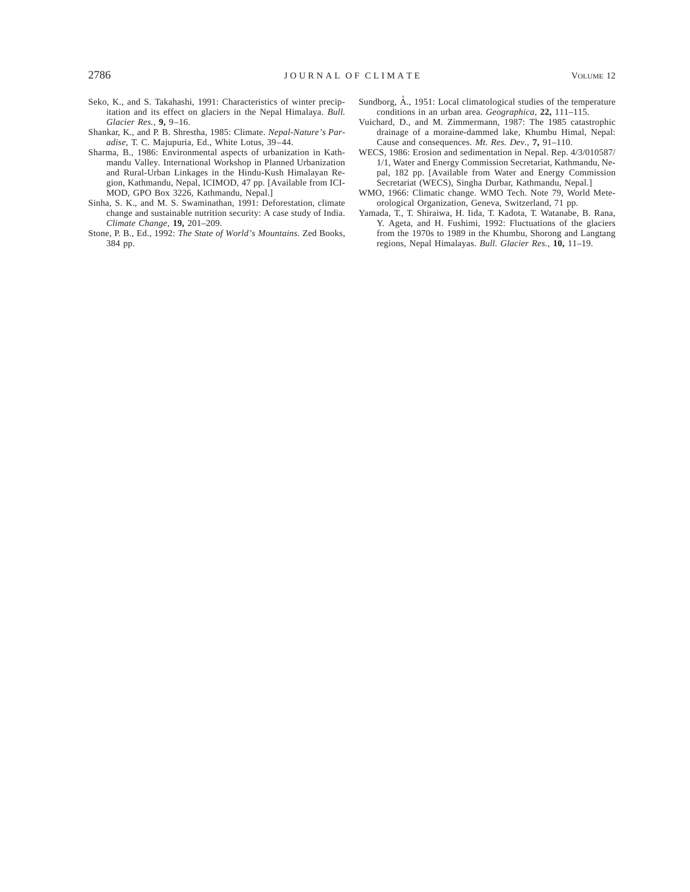Seko, K., and S. Takahashi, 1991: Characteristics of winter precipitation and its effect on glaciers in the Nepal Himalaya. *Bull. Glacier Res.,* **9,** 9–16.

Shankar, K., and P. B. Shrestha, 1985: Climate. *Nepal-Nature's Paradise,* T. C. Majupuria, Ed., White Lotus, 39–44.

Sharma, B., 1986: Environmental aspects of urbanization in Kathmandu Valley. International Workshop in Planned Urbanization and Rural-Urban Linkages in the Hindu-Kush Himalayan Region, Kathmandu, Nepal, ICIMOD, 47 pp. [Available from ICIMOD, GPO Box 3226, Kathmandu, Nepal.]

Sinha, S. K., and M. S. Swaminathan, 1991: Deforestation, climate change and sustainable nutrition security: A case study of India. *Climate Change,* **19,** 201–209.

Stone, P. B., Ed., 1992: *The State of World's Mountains.* Zed Books, 384 pp.

Sundborg, Å., 1951: Local climatological studies of the temperature conditions in an urban area. *Geographica,* **22,** 111–115.

Vuichard, D., and M. Zimmermann, 1987: The 1985 catastrophic drainage of a moraine-dammed lake, Khumbu Himal, Nepal: Cause and consequences. *Mt. Res. Dev.,* **7,** 91–110.

WECS, 1986: Erosion and sedimentation in Nepal. Rep. 4/3/010587/1/1, Water and Energy Commission Secretariat, Kathmandu, Nepal, 182 pp. [Available from Water and Energy Commission Secretariat (WECS), Singha Durbar, Kathmandu, Nepal.]

WMO, 1966: Climatic change. WMO Tech. Note 79, World Meteorological Organization, Geneva, Switzerland, 71 pp.

Yamada, T., T. Shiraiwa, H. Iida, T. Kadota, T. Watanabe, B. Rana, Y. Ageta, and H. Fushimi, 1992: Fluctuations of the glaciers from the 1970s to 1989 in the Khumbu, Shorong and Langtang regions, Nepal Himalayas. *Bull. Glacier Res.,* **10,** 11–19.